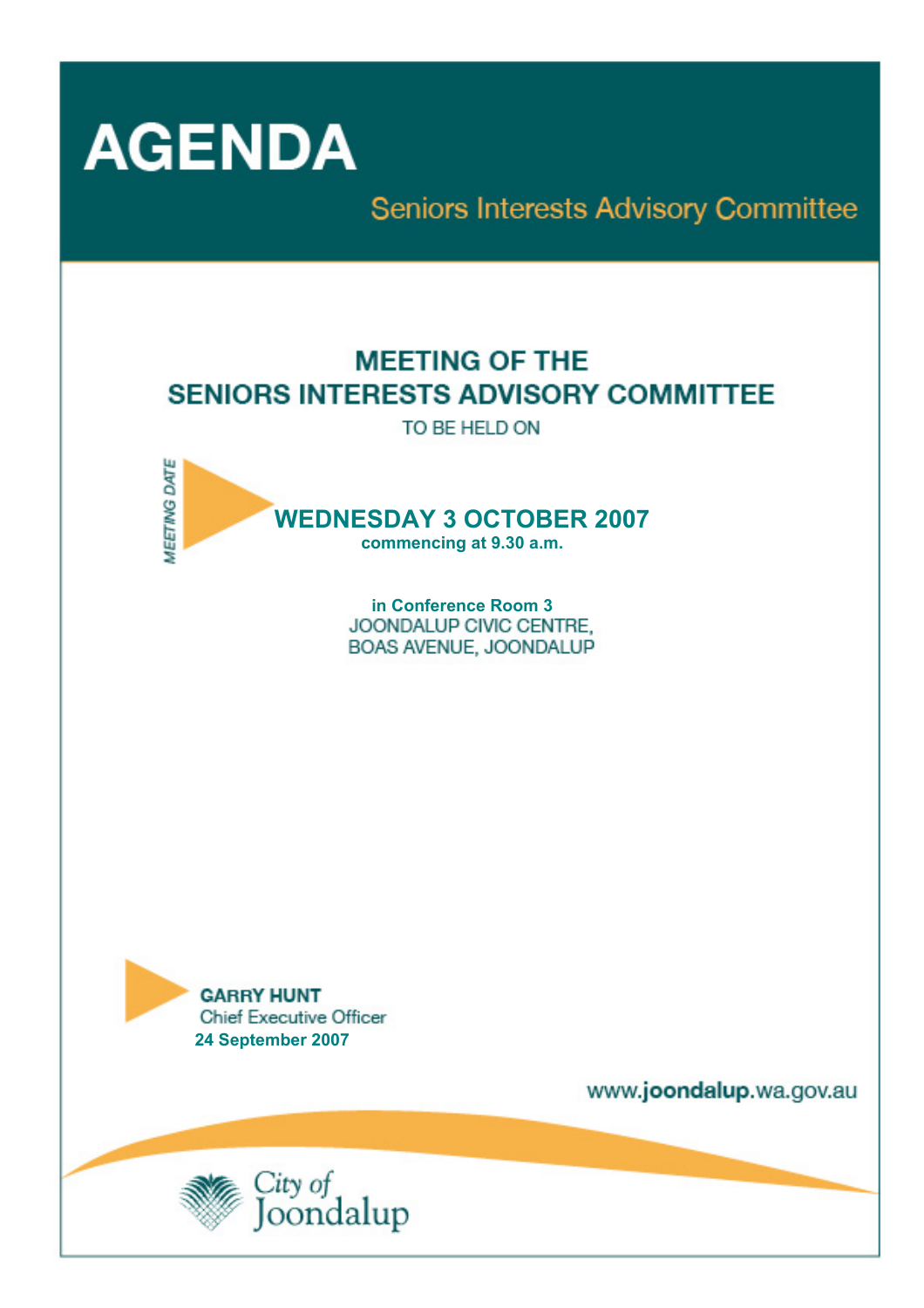# AGENDA

## Seniors Interests Advisory Committee

## MEETING OF THE SENIORS INTERESTS ADVISORY COMMITTEE

TO BE HELD ON

*MEETING DATE*

**WEDNESDAY 3 OCTOBER 2007**

**commencing at 9.30 a.m.**

**in Conference Room 3**
JOONDALUP CIVIC CENTRE,
BOAS AVENUE, JOONDALUP

**GARRY HUNT**
Chief Executive Officer
**24 September 2007**

www.**joondalup**.wa.gov.au

City of Joondalup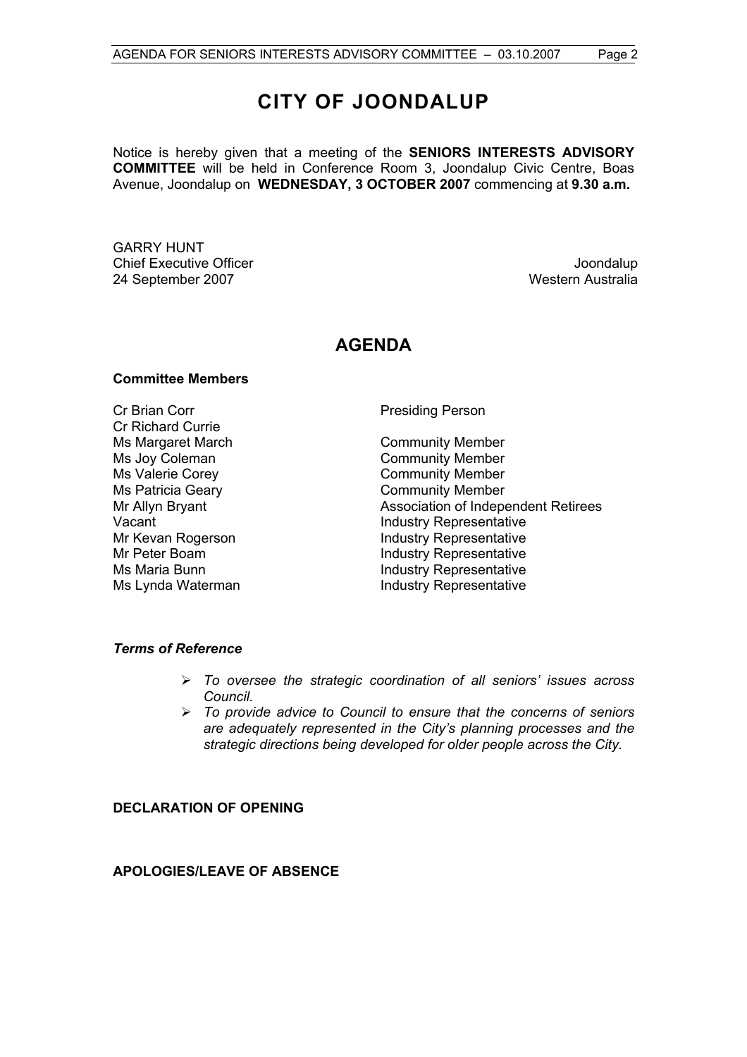# CITY OF JOONDALUP

Notice is hereby given that a meeting of the **SENIORS INTERESTS ADVISORY COMMITTEE** will be held in Conference Room 3, Joondalup Civic Centre, Boas Avenue, Joondalup on **WEDNESDAY, 3 OCTOBER 2007** commencing at **9.30 a.m.**

GARRY HUNT
Chief Executive Officer
24 September 2007

Joondalup
Western Australia

## AGENDA

### Committee Members

| | |
|---|---|
| Cr Brian Corr | Presiding Person |
| Cr Richard Currie | |
| Ms Margaret March | Community Member |
| Ms Joy Coleman | Community Member |
| Ms Valerie Corey | Community Member |
| Ms Patricia Geary | Community Member |
| Mr Allyn Bryant | Association of Independent Retirees |
| Vacant | Industry Representative |
| Mr Kevan Rogerson | Industry Representative |
| Mr Peter Boam | Industry Representative |
| Ms Maria Bunn | Industry Representative |
| Ms Lynda Waterman | Industry Representative |

### *Terms of Reference*

- *To oversee the strategic coordination of all seniors' issues across Council.*
- *To provide advice to Council to ensure that the concerns of seniors are adequately represented in the City's planning processes and the strategic directions being developed for older people across the City.*

### DECLARATION OF OPENING

### APOLOGIES/LEAVE OF ABSENCE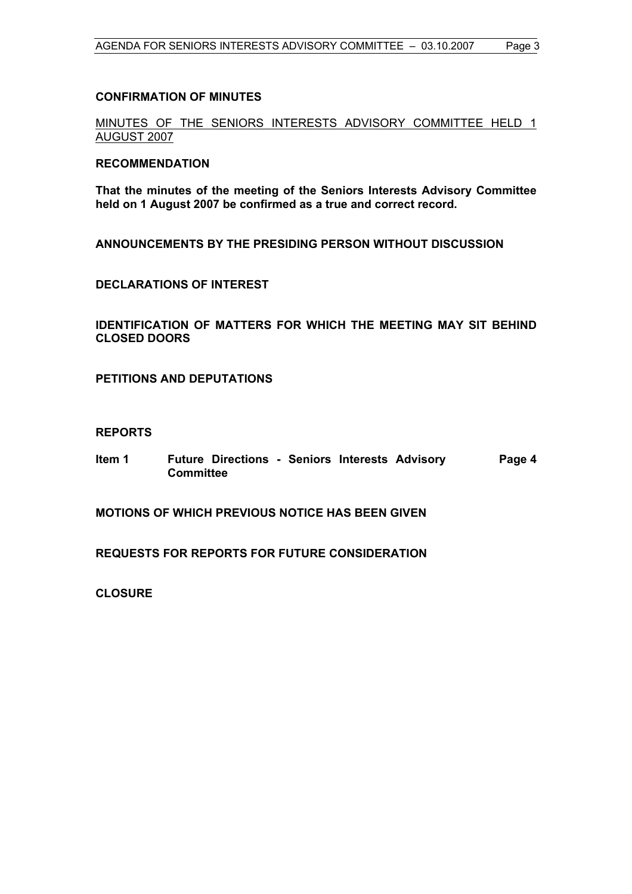**CONFIRMATION OF MINUTES**

MINUTES OF THE SENIORS INTERESTS ADVISORY COMMITTEE HELD 1 AUGUST 2007

**RECOMMENDATION**

**That the minutes of the meeting of the Seniors Interests Advisory Committee held on 1 August 2007 be confirmed as a true and correct record.**

**ANNOUNCEMENTS BY THE PRESIDING PERSON WITHOUT DISCUSSION**

**DECLARATIONS OF INTEREST**

**IDENTIFICATION OF MATTERS FOR WHICH THE MEETING MAY SIT BEHIND CLOSED DOORS**

**PETITIONS AND DEPUTATIONS**

**REPORTS**

| | | |
|---|---|---|
| **Item 1** | **Future Directions - Seniors Interests Advisory Committee** | **Page 4** |

**MOTIONS OF WHICH PREVIOUS NOTICE HAS BEEN GIVEN**

**REQUESTS FOR REPORTS FOR FUTURE CONSIDERATION**

**CLOSURE**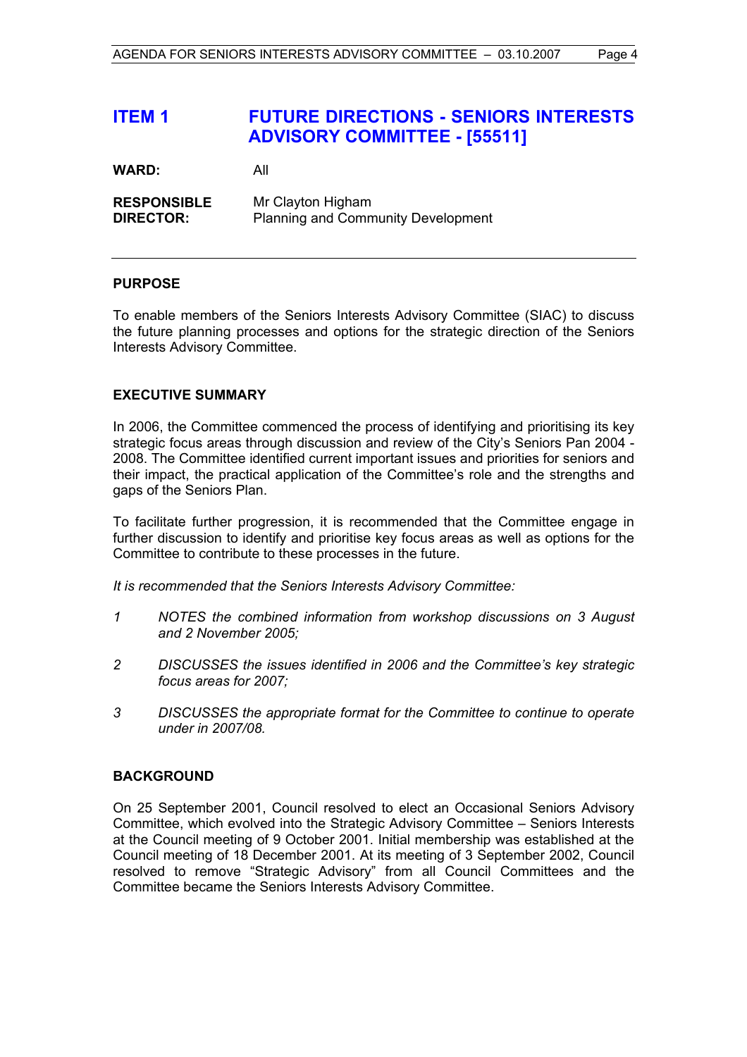# ITEM 1 FUTURE DIRECTIONS - SENIORS INTERESTS ADVISORY COMMITTEE - [55511]

**WARD:** All

**RESPONSIBLE DIRECTOR:** Mr Clayton Higham
Planning and Community Development

---

## PURPOSE

To enable members of the Seniors Interests Advisory Committee (SIAC) to discuss the future planning processes and options for the strategic direction of the Seniors Interests Advisory Committee.

## EXECUTIVE SUMMARY

In 2006, the Committee commenced the process of identifying and prioritising its key strategic focus areas through discussion and review of the City's Seniors Pan 2004 - 2008. The Committee identified current important issues and priorities for seniors and their impact, the practical application of the Committee's role and the strengths and gaps of the Seniors Plan.

To facilitate further progression, it is recommended that the Committee engage in further discussion to identify and prioritise key focus areas as well as options for the Committee to contribute to these processes in the future.

*It is recommended that the Seniors Interests Advisory Committee:*

*1 NOTES the combined information from workshop discussions on 3 August and 2 November 2005;*

*2 DISCUSSES the issues identified in 2006 and the Committee's key strategic focus areas for 2007;*

*3 DISCUSSES the appropriate format for the Committee to continue to operate under in 2007/08.*

## BACKGROUND

On 25 September 2001, Council resolved to elect an Occasional Seniors Advisory Committee, which evolved into the Strategic Advisory Committee – Seniors Interests at the Council meeting of 9 October 2001. Initial membership was established at the Council meeting of 18 December 2001. At its meeting of 3 September 2002, Council resolved to remove "Strategic Advisory" from all Council Committees and the Committee became the Seniors Interests Advisory Committee.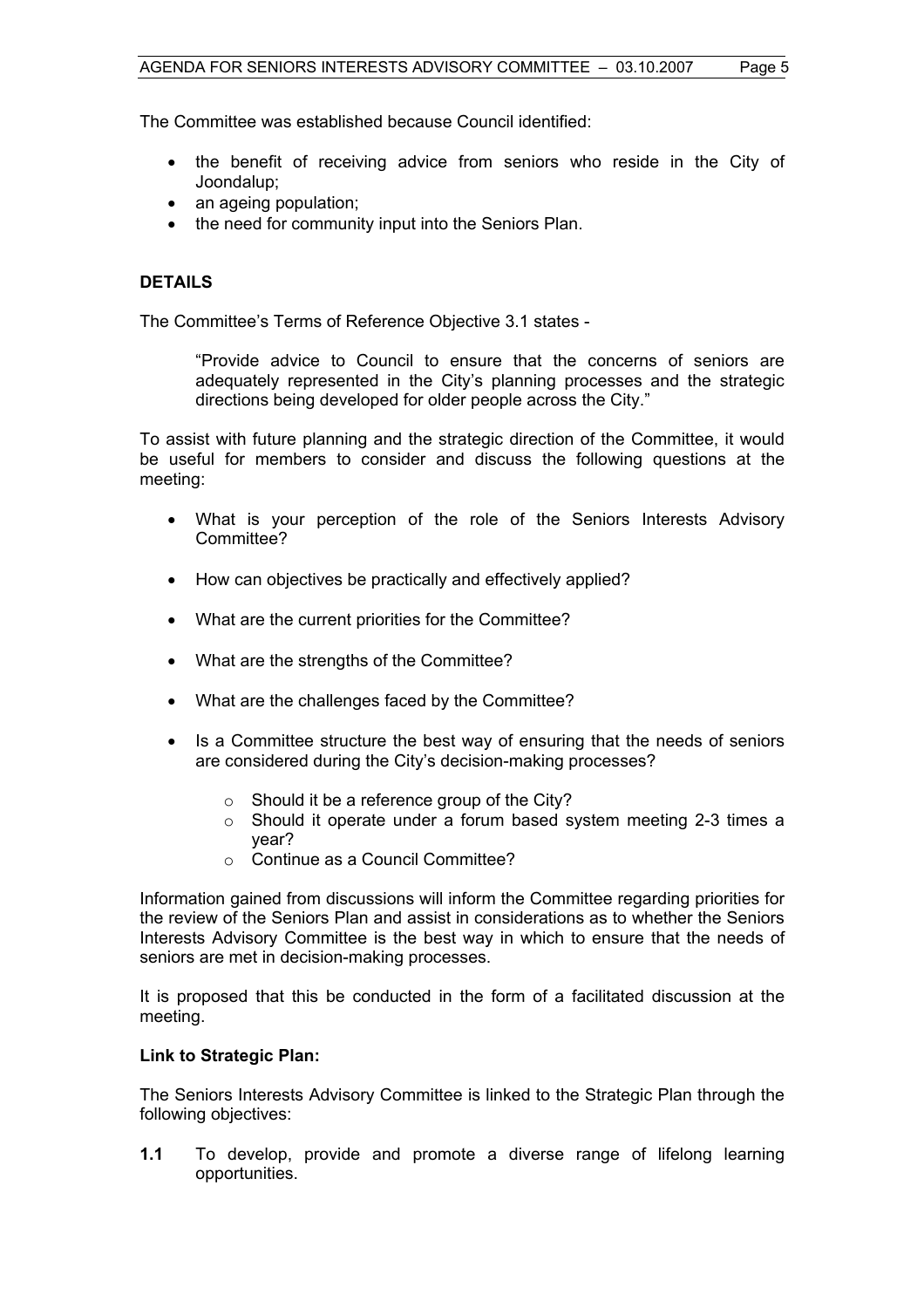The Committee was established because Council identified:

- the benefit of receiving advice from seniors who reside in the City of Joondalup;
- an ageing population;
- the need for community input into the Seniors Plan.

## DETAILS

The Committee's Terms of Reference Objective 3.1 states -

> "Provide advice to Council to ensure that the concerns of seniors are adequately represented in the City's planning processes and the strategic directions being developed for older people across the City."

To assist with future planning and the strategic direction of the Committee, it would be useful for members to consider and discuss the following questions at the meeting:

- What is your perception of the role of the Seniors Interests Advisory Committee?
- How can objectives be practically and effectively applied?
- What are the current priorities for the Committee?
- What are the strengths of the Committee?
- What are the challenges faced by the Committee?
- Is a Committee structure the best way of ensuring that the needs of seniors are considered during the City's decision-making processes?
  - Should it be a reference group of the City?
  - Should it operate under a forum based system meeting 2-3 times a year?
  - Continue as a Council Committee?

Information gained from discussions will inform the Committee regarding priorities for the review of the Seniors Plan and assist in considerations as to whether the Seniors Interests Advisory Committee is the best way in which to ensure that the needs of seniors are met in decision-making processes.

It is proposed that this be conducted in the form of a facilitated discussion at the meeting.

**Link to Strategic Plan:**

The Seniors Interests Advisory Committee is linked to the Strategic Plan through the following objectives:

**1.1** To develop, provide and promote a diverse range of lifelong learning opportunities.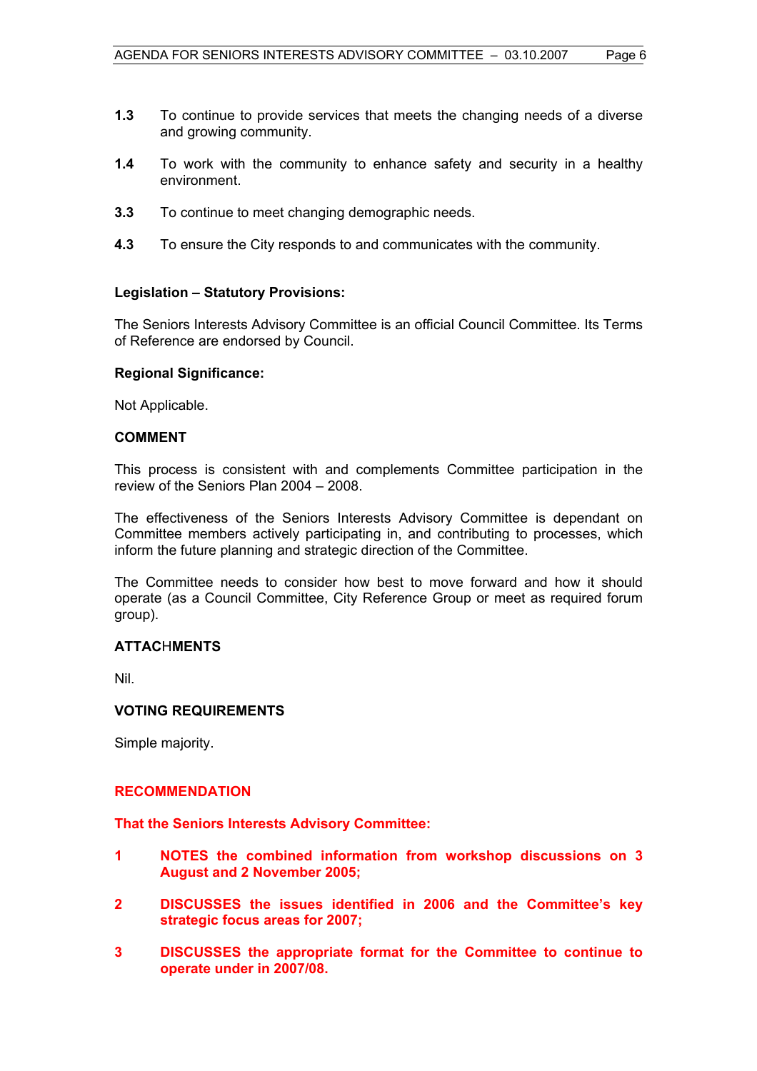**1.3** To continue to provide services that meets the changing needs of a diverse and growing community.

**1.4** To work with the community to enhance safety and security in a healthy environment.

**3.3** To continue to meet changing demographic needs.

**4.3** To ensure the City responds to and communicates with the community.

**Legislation – Statutory Provisions:**

The Seniors Interests Advisory Committee is an official Council Committee. Its Terms of Reference are endorsed by Council.

**Regional Significance:**

Not Applicable.

**COMMENT**

This process is consistent with and complements Committee participation in the review of the Seniors Plan 2004 – 2008.

The effectiveness of the Seniors Interests Advisory Committee is dependant on Committee members actively participating in, and contributing to processes, which inform the future planning and strategic direction of the Committee.

The Committee needs to consider how best to move forward and how it should operate (as a Council Committee, City Reference Group or meet as required forum group).

**ATTACHMENTS**

Nil.

**VOTING REQUIREMENTS**

Simple majority.

**RECOMMENDATION**

**That the Seniors Interests Advisory Committee:**

**1** **NOTES the combined information from workshop discussions on 3 August and 2 November 2005;**

**2** **DISCUSSES the issues identified in 2006 and the Committee's key strategic focus areas for 2007;**

**3** **DISCUSSES the appropriate format for the Committee to continue to operate under in 2007/08.**